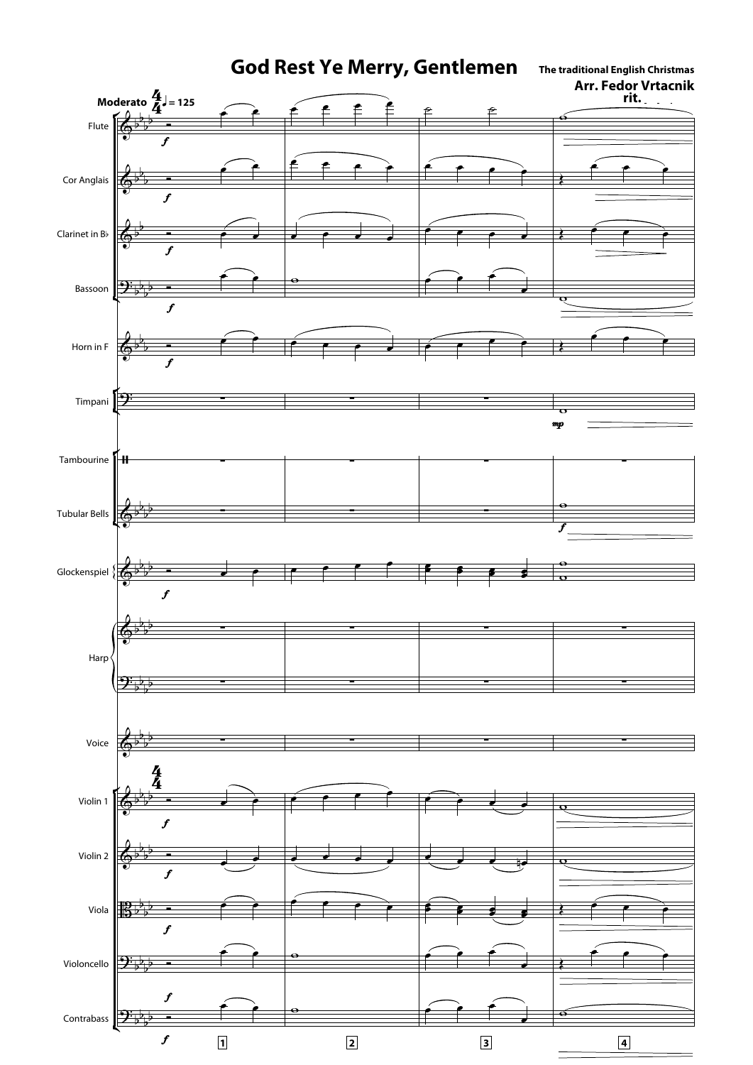# God Rest Ye Merry, Gentlemen

**The traditional English Christmas**

**Arr. Fedor Vrtacnik**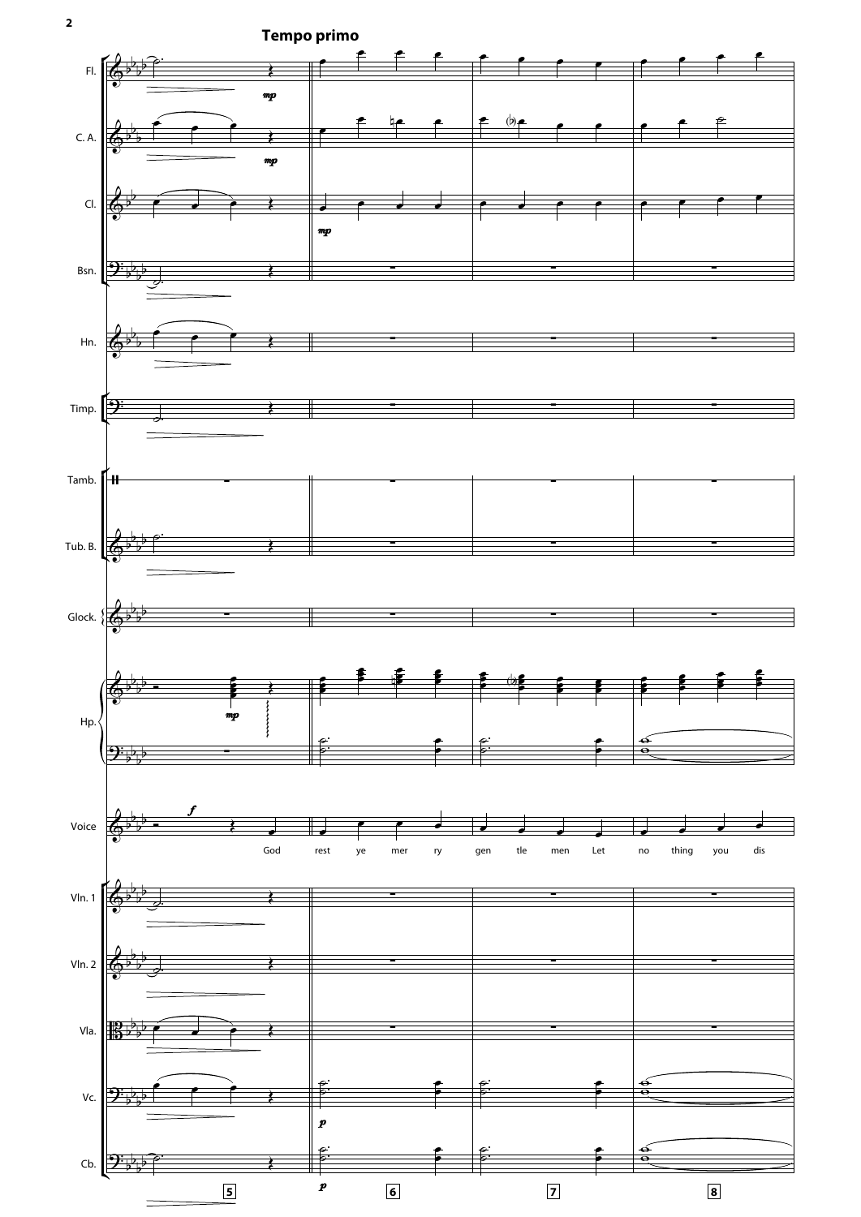**Tempo primo**

God rest ye mer ry gen tle men Let no thing you dis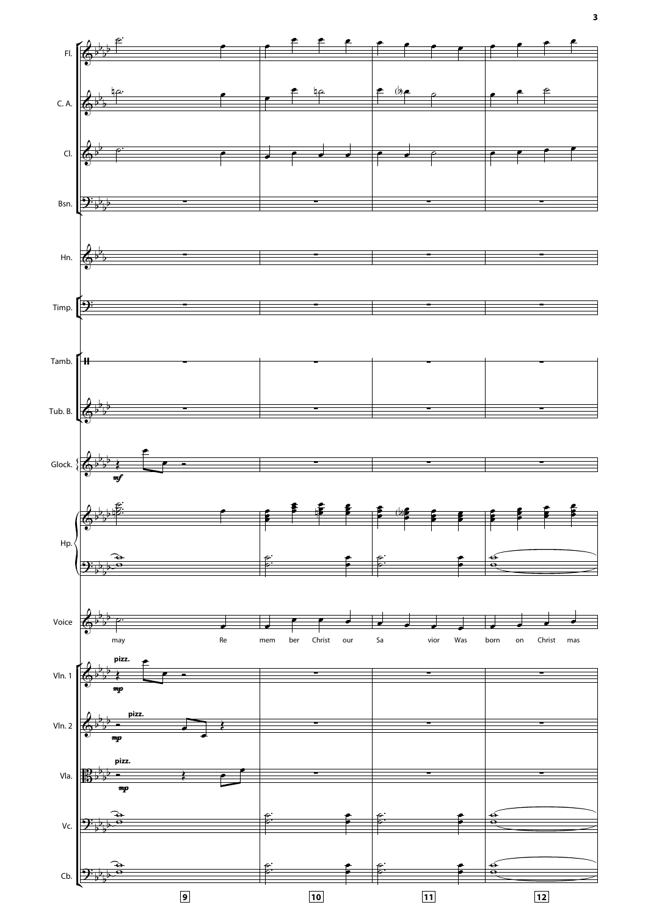Fl.

C. A.

Cl.

Bsn.

Hn.

Timp.

Tamb.

Tub. B.

Glock.

Hp.

Voice

may Re mem ber Christ our Sa vior Was born on Christ mas

Vln. 1

Vln. 2

Vla.

Vc.

Cb.

pizz.

mf

mp

9

10

11

12